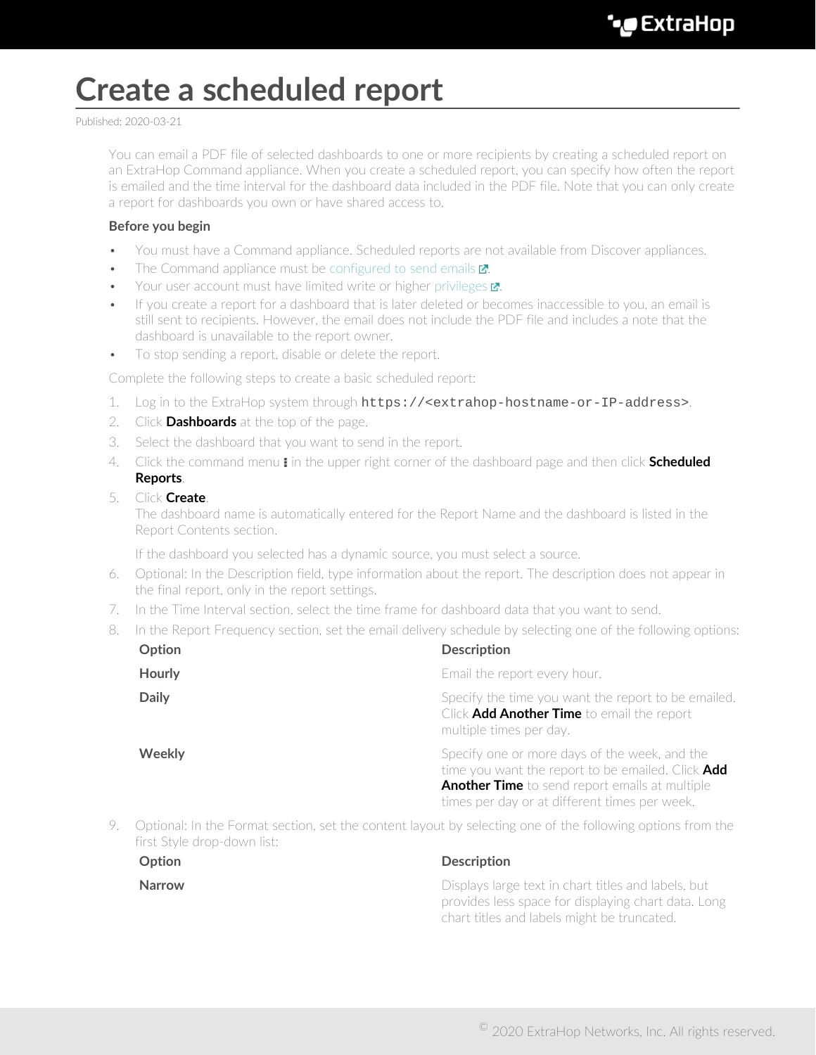# Create a scheduled report

Published: 2020-03-21

You can email a PDF file of selected dashboards to one or more recipients by creating a scheduled report on an ExtraHop Command appliance. When you create a scheduled report, you can specify how often the report is emailed and the time interval for the dashboard data included in the PDF file. Note that you can only create a report for dashboards you own or have shared access to.

**Before you begin**

- You must have a Command appliance. Scheduled reports are not available from Discover appliances.
- The Command appliance must be configured to send emails.
- Your user account must have limited write or higher privileges.
- If you create a report for a dashboard that is later deleted or becomes inaccessible to you, an email is still sent to recipients. However, the email does not include the PDF file and includes a note that the dashboard is unavailable to the report owner.
- To stop sending a report, disable or delete the report.

Complete the following steps to create a basic scheduled report:

1. Log in to the ExtraHop system through `https://<extrahop-hostname-or-IP-address>`.
2. Click **Dashboards** at the top of the page.
3. Select the dashboard that you want to send in the report.
4. Click the command menu ⋮ in the upper right corner of the dashboard page and then click **Scheduled Reports**.
5. Click **Create**.
   The dashboard name is automatically entered for the Report Name and the dashboard is listed in the Report Contents section.

   If the dashboard you selected has a dynamic source, you must select a source.
6. Optional: In the Description field, type information about the report. The description does not appear in the final report, only in the report settings.
7. In the Time Interval section, select the time frame for dashboard data that you want to send.
8. In the Report Frequency section, set the email delivery schedule by selecting one of the following options:

   | Option | Description |
   | --- | --- |
   | **Hourly** | Email the report every hour. |
   | **Daily** | Specify the time you want the report to be emailed. Click **Add Another Time** to email the report multiple times per day. |
   | **Weekly** | Specify one or more days of the week, and the time you want the report to be emailed. Click **Add Another Time** to send report emails at multiple times per day or at different times per week. |

9. Optional: In the Format section, set the content layout by selecting one of the following options from the first Style drop-down list:

   | Option | Description |
   | --- | --- |
   | **Narrow** | Displays large text in chart titles and labels, but provides less space for displaying chart data. Long chart titles and labels might be truncated. |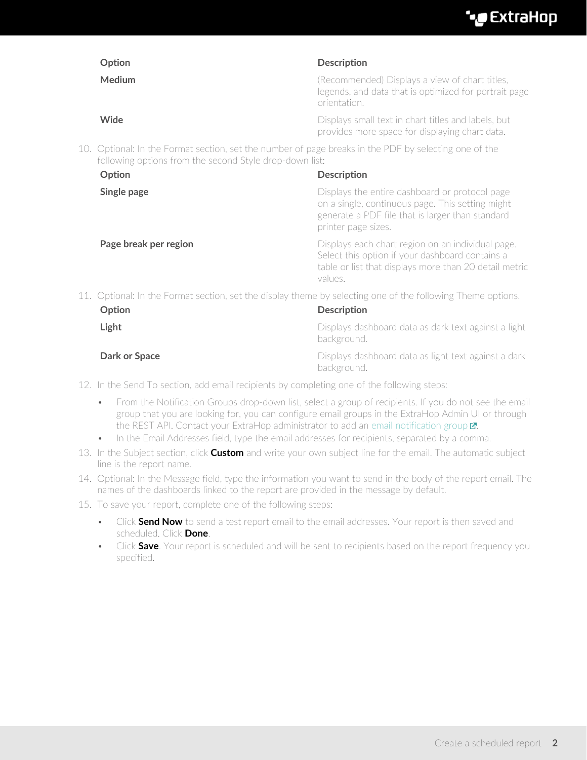| Option | Description |
|---|---|
| **Medium** | (Recommended) Displays a view of chart titles, legends, and data that is optimized for portrait page orientation. |
| **Wide** | Displays small text in chart titles and labels, but provides more space for displaying chart data. |

10. Optional: In the Format section, set the number of page breaks in the PDF by selecting one of the following options from the second Style drop-down list:

| Option | Description |
|---|---|
| **Single page** | Displays the entire dashboard or protocol page on a single, continuous page. This setting might generate a PDF file that is larger than standard printer page sizes. |
| **Page break per region** | Displays each chart region on an individual page. Select this option if your dashboard contains a table or list that displays more than 20 detail metric values. |

11. Optional: In the Format section, set the display theme by selecting one of the following Theme options.

| Option | Description |
|---|---|
| **Light** | Displays dashboard data as dark text against a light background. |
| **Dark or Space** | Displays dashboard data as light text against a dark background. |

12. In the Send To section, add email recipients by completing one of the following steps:
    - From the Notification Groups drop-down list, select a group of recipients. If you do not see the email group that you are looking for, you can configure email groups in the ExtraHop Admin UI or through the REST API. Contact your ExtraHop administrator to add an email notification group.
    - In the Email Addresses field, type the email addresses for recipients, separated by a comma.
13. In the Subject section, click **Custom** and write your own subject line for the email. The automatic subject line is the report name.
14. Optional: In the Message field, type the information you want to send in the body of the report email. The names of the dashboards linked to the report are provided in the message by default.
15. To save your report, complete one of the following steps:
    - Click **Send Now** to send a test report email to the email addresses. Your report is then saved and scheduled. Click **Done**.
    - Click **Save**. Your report is scheduled and will be sent to recipients based on the report frequency you specified.